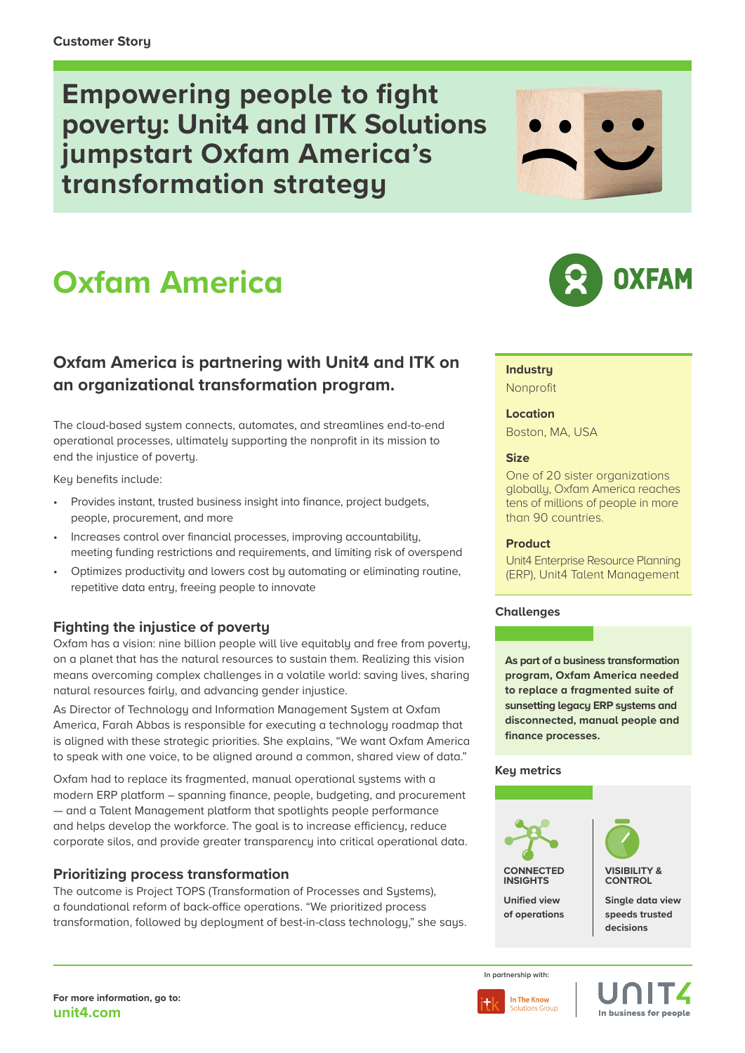Customer Story

# Empowering people to fight poverty: Unit4 and ITK Solutions jumpstart Oxfam America's transformation strategy

# Oxfam America

## Oxfam America is partnering with Unit4 and ITK on an organizational transformation program.

The cloud-based system connects, automates, and streamlines end-to-end operational processes, ultimately supporting the nonprofit in its mission to end the injustice of poverty.

Key benefits include:

- Provides instant, trusted business insight into finance, project budgets, people, procurement, and more
- Increases control over financial processes, improving accountability, meeting funding restrictions and requirements, and limiting risk of overspend
- Optimizes productivity and lowers cost by automating or eliminating routine, repetitive data entry, freeing people to innovate

### Fighting the injustice of poverty

Oxfam has a vision: nine billion people will live equitably and free from poverty, on a planet that has the natural resources to sustain them. Realizing this vision means overcoming complex challenges in a volatile world: saving lives, sharing natural resources fairly, and advancing gender injustice.

As Director of Technology and Information Management System at Oxfam America, Farah Abbas is responsible for executing a technology roadmap that is aligned with these strategic priorities. She explains, "We want Oxfam America to speak with one voice, to be aligned around a common, shared view of data."

Oxfam had to replace its fragmented, manual operational systems with a modern ERP platform – spanning finance, people, budgeting, and procurement — and a Talent Management platform that spotlights people performance and helps develop the workforce. The goal is to increase efficiency, reduce corporate silos, and provide greater transparency into critical operational data.

### Prioritizing process transformation

The outcome is Project TOPS (Transformation of Processes and Systems), a foundational reform of back-office operations. "We prioritized process transformation, followed by deployment of best-in-class technology," she says.

**Industry**
Nonprofit

**Location**
Boston, MA, USA

**Size**
One of 20 sister organizations globally, Oxfam America reaches tens of millions of people in more than 90 countries.

**Product**
Unit4 Enterprise Resource Planning (ERP), Unit4 Talent Management

### Challenges

**As part of a business transformation program, Oxfam America needed to replace a fragmented suite of sunsetting legacy ERP systems and disconnected, manual people and finance processes.**

### Key metrics

**CONNECTED INSIGHTS**
**Unified view of operations**

**VISIBILITY & CONTROL**
**Single data view speeds trusted decisions**

For more information, go to:
**unit4.com**

In partnership with: In The Know Solutions Group | UNIT4 In business for people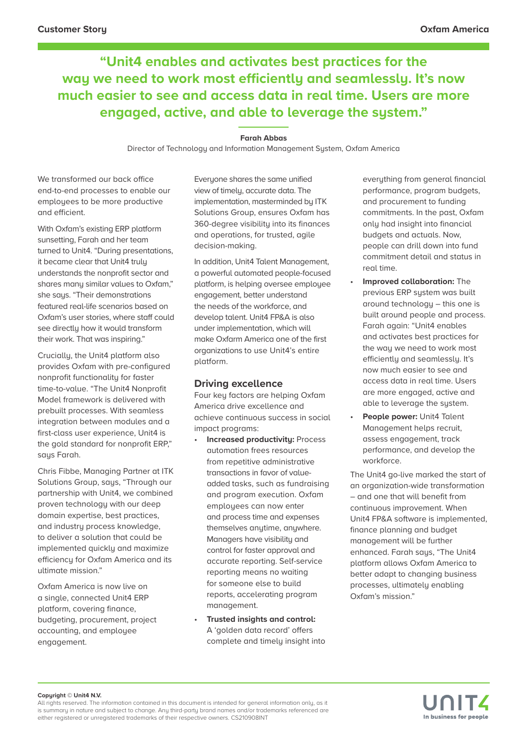# "Unit4 enables and activates best practices for the way we need to work most efficiently and seamlessly. It's now much easier to see and access data in real time. Users are more engaged, active, and able to leverage the system."

**Farah Abbas**

Director of Technology and Information Management System, Oxfam America

We transformed our back office end-to-end processes to enable our employees to be more productive and efficient.

With Oxfam's existing ERP platform sunsetting, Farah and her team turned to Unit4. "During presentations, it became clear that Unit4 truly understands the nonprofit sector and shares many similar values to Oxfam," she says. "Their demonstrations featured real-life scenarios based on Oxfam's user stories, where staff could see directly how it would transform their work. That was inspiring."

Crucially, the Unit4 platform also provides Oxfam with pre-configured nonprofit functionality for faster time-to-value. "The Unit4 Nonprofit Model framework is delivered with prebuilt processes. With seamless integration between modules and a first-class user experience, Unit4 is the gold standard for nonprofit ERP," says Farah.

Chris Fibbe, Managing Partner at ITK Solutions Group, says, "Through our partnership with Unit4, we combined proven technology with our deep domain expertise, best practices, and industry process knowledge, to deliver a solution that could be implemented quickly and maximize efficiency for Oxfam America and its ultimate mission."

Oxfam America is now live on a single, connected Unit4 ERP platform, covering finance, budgeting, procurement, project accounting, and employee engagement. Everyone shares the same unified view of timely, accurate data. The implementation, masterminded by ITK Solutions Group, ensures Oxfam has 360-degree visibility into its finances and operations, for trusted, agile decision-making.

In addition, Unit4 Talent Management, a powerful automated people-focused platform, is helping oversee employee engagement, better understand the needs of the workforce, and develop talent. Unit4 FP&A is also under implementation, which will make Oxfarm America one of the first organizations to use Unit4's entire platform.

## Driving excellence

Four key factors are helping Oxfam America drive excellence and achieve continuous success in social impact programs:

- **Increased productivity:** Process automation frees resources from repetitive administrative transactions in favor of value-added tasks, such as fundraising and program execution. Oxfam employees can now enter and process time and expenses themselves anytime, anywhere. Managers have visibility and control for faster approval and accurate reporting. Self-service reporting means no waiting for someone else to build reports, accelerating program management.
- **Trusted insights and control:** A 'golden data record' offers complete and timely insight into everything from general financial performance, program budgets, and procurement to funding commitments. In the past, Oxfam only had insight into financial budgets and actuals. Now, people can drill down into fund commitment detail and status in real time.
- **Improved collaboration:** The previous ERP system was built around technology – this one is built around people and process. Farah again: "Unit4 enables and activates best practices for the way we need to work most efficiently and seamlessly. It's now much easier to see and access data in real time. Users are more engaged, active and able to leverage the system.
- **People power:** Unit4 Talent Management helps recruit, assess engagement, track performance, and develop the workforce.

The Unit4 go-live marked the start of an organization-wide transformation – and one that will benefit from continuous improvement. When Unit4 FP&A software is implemented, finance planning and budget management will be further enhanced. Farah says, "The Unit4 platform allows Oxfam America to better adapt to changing business processes, ultimately enabling Oxfam's mission."

**Copyright © Unit4 N.V.**
All rights reserved. The information contained in this document is intended for general information only, as it is summary in nature and subject to change. Any third-party brand names and/or trademarks referenced are either registered or unregistered trademarks of their respective owners. CS210908INT

UNIT4
In business for people